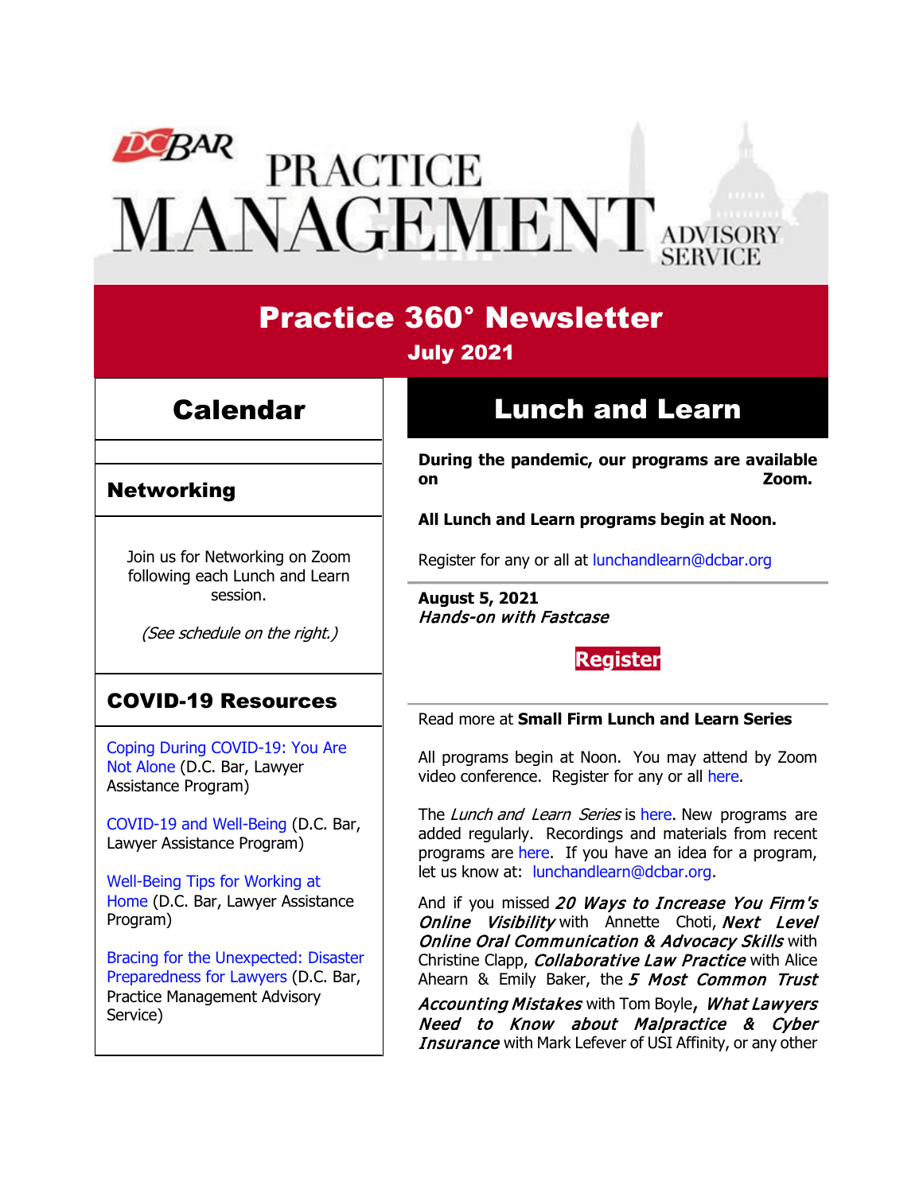# DC BAR PRACTICE MANAGEMENT ADVISORY SERVICE

# Practice 360° Newsletter

**July 2021**

## Calendar

### Networking

Join us for Networking on Zoom following each Lunch and Learn session.

*(See schedule on the right.)*

### COVID-19 Resources

Coping During COVID-19: You Are Not Alone (D.C. Bar, Lawyer Assistance Program)

COVID-19 and Well-Being (D.C. Bar, Lawyer Assistance Program)

Well-Being Tips for Working at Home (D.C. Bar, Lawyer Assistance Program)

Bracing for the Unexpected: Disaster Preparedness for Lawyers (D.C. Bar, Practice Management Advisory Service)

## Lunch and Learn

**During the pandemic, our programs are available on Zoom.**

**All Lunch and Learn programs begin at Noon.**

Register for any or all at lunchandlearn@dcbar.org

**August 5, 2021**
***Hands-on with Fastcase***

**Register**

Read more at **Small Firm Lunch and Learn Series**

All programs begin at Noon. You may attend by Zoom video conference. Register for any or all here.

The *Lunch and Learn Series* is here. New programs are added regularly. Recordings and materials from recent programs are here. If you have an idea for a program, let us know at: lunchandlearn@dcbar.org.

And if you missed ***20 Ways to Increase You Firm's Online Visibility*** with Annette Choti, ***Next Level Online Oral Communication & Advocacy Skills*** with Christine Clapp, ***Collaborative Law Practice*** with Alice Ahearn & Emily Baker, the ***5 Most Common Trust Accounting Mistakes*** with Tom Boyle, ***What Lawyers Need to Know about Malpractice & Cyber Insurance*** with Mark Lefever of USI Affinity, or any other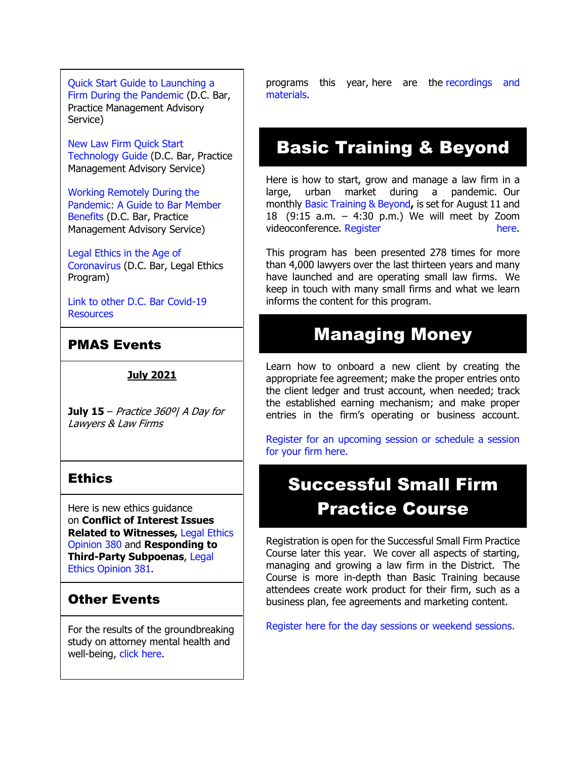Quick Start Guide to Launching a Firm During the Pandemic (D.C. Bar, Practice Management Advisory Service)

New Law Firm Quick Start Technology Guide (D.C. Bar, Practice Management Advisory Service)

Working Remotely During the Pandemic: A Guide to Bar Member Benefits (D.C. Bar, Practice Management Advisory Service)

Legal Ethics in the Age of Coronavirus (D.C. Bar, Legal Ethics Program)

Link to other D.C. Bar Covid-19 Resources

## PMAS Events

**July 2021**

**July 15** – *Practice 360º| A Day for Lawyers & Law Firms*

## Ethics

Here is new ethics guidance on **Conflict of Interest Issues Related to Witnesses,** Legal Ethics Opinion 380 and **Responding to Third-Party Subpoenas**, Legal Ethics Opinion 381.

## Other Events

For the results of the groundbreaking study on attorney mental health and well-being, click here.

programs this year, here are the recordings and materials.

# Basic Training & Beyond

Here is how to start, grow and manage a law firm in a large, urban market during a pandemic. Our monthly Basic Training & Beyond**,** is set for August 11 and 18 (9:15 a.m. – 4:30 p.m.) We will meet by Zoom videoconference. Register here.

This program has been presented 278 times for more than 4,000 lawyers over the last thirteen years and many have launched and are operating small law firms. We keep in touch with many small firms and what we learn informs the content for this program.

# Managing Money

Learn how to onboard a new client by creating the appropriate fee agreement; make the proper entries onto the client ledger and trust account, when needed; track the established earning mechanism; and make proper entries in the firm's operating or business account.

Register for an upcoming session or schedule a session for your firm here.

# Successful Small Firm Practice Course

Registration is open for the Successful Small Firm Practice Course later this year. We cover all aspects of starting, managing and growing a law firm in the District. The Course is more in-depth than Basic Training because attendees create work product for their firm, such as a business plan, fee agreements and marketing content.

Register here for the day sessions or weekend sessions.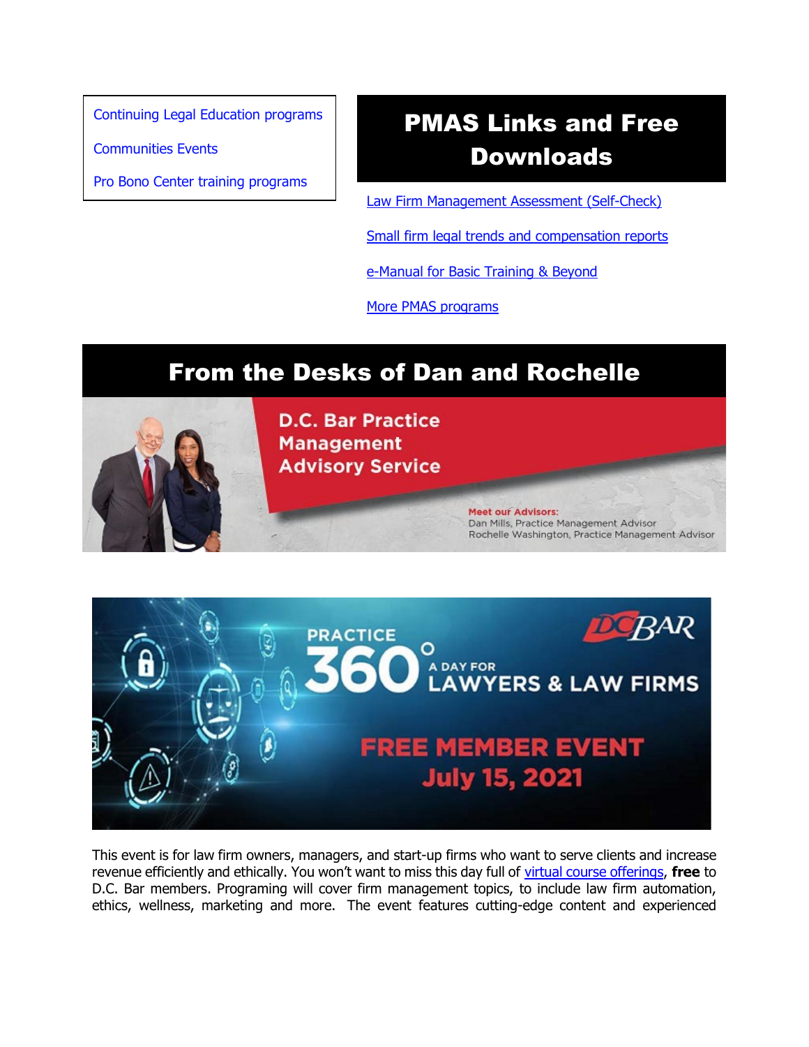Continuing Legal Education programs

Communities Events

Pro Bono Center training programs

## PMAS Links and Free Downloads

Law Firm Management Assessment (Self-Check)

Small firm legal trends and compensation reports

e-Manual for Basic Training & Beyond

More PMAS programs

## From the Desks of Dan and Rochelle

D.C. Bar Practice Management Advisory Service

Meet our Advisors:
Dan Mills, Practice Management Advisor
Rochelle Washington, Practice Management Advisor

PRACTICE 360° A DAY FOR LAWYERS & LAW FIRMS

DCBAR

FREE MEMBER EVENT
July 15, 2021

This event is for law firm owners, managers, and start-up firms who want to serve clients and increase revenue efficiently and ethically. You won't want to miss this day full of virtual course offerings, **free** to D.C. Bar members. Programing will cover firm management topics, to include law firm automation, ethics, wellness, marketing and more. The event features cutting-edge content and experienced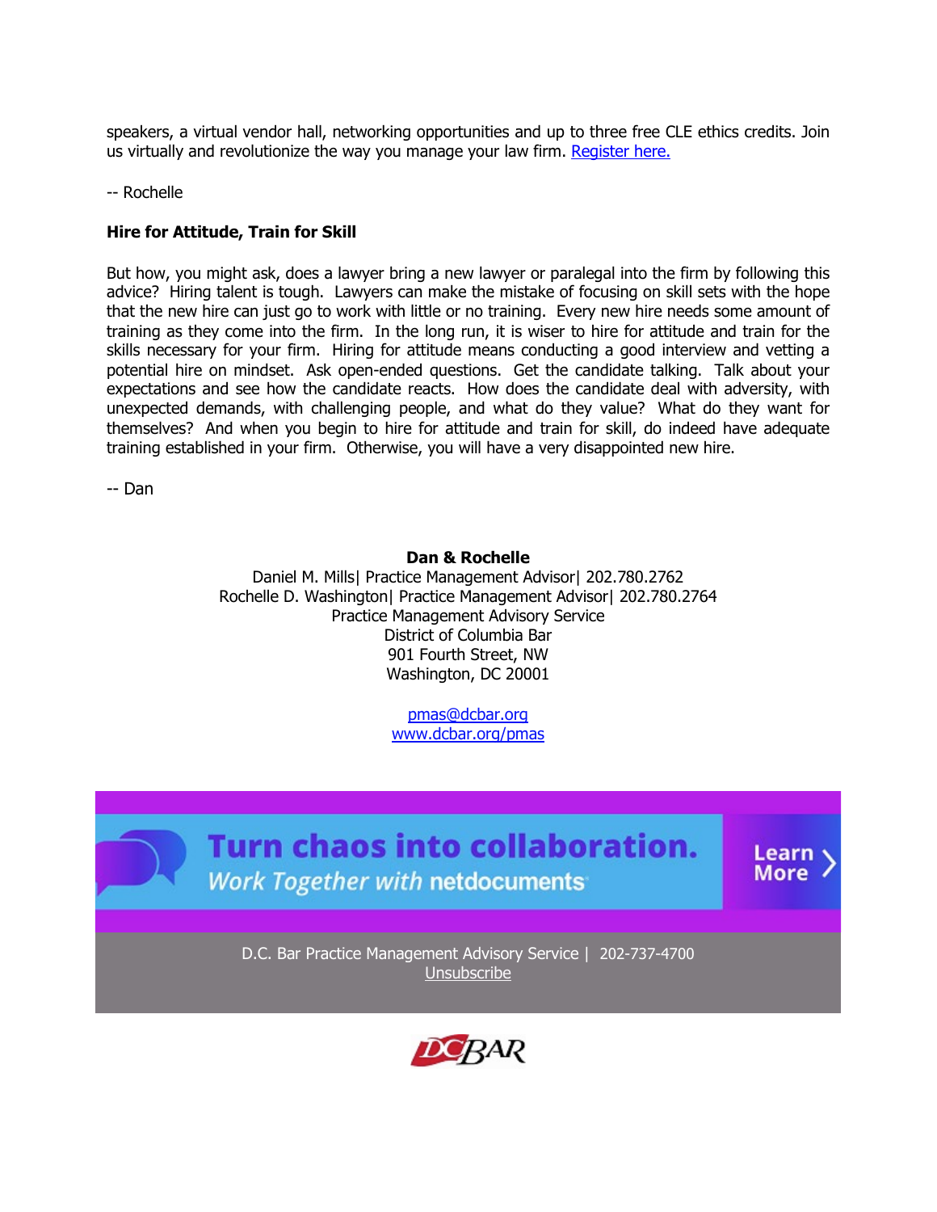speakers, a virtual vendor hall, networking opportunities and up to three free CLE ethics credits. Join us virtually and revolutionize the way you manage your law firm. [Register here.]

-- Rochelle

**Hire for Attitude, Train for Skill**

But how, you might ask, does a lawyer bring a new lawyer or paralegal into the firm by following this advice? Hiring talent is tough. Lawyers can make the mistake of focusing on skill sets with the hope that the new hire can just go to work with little or no training. Every new hire needs some amount of training as they come into the firm. In the long run, it is wiser to hire for attitude and train for the skills necessary for your firm. Hiring for attitude means conducting a good interview and vetting a potential hire on mindset. Ask open-ended questions. Get the candidate talking. Talk about your expectations and see how the candidate reacts. How does the candidate deal with adversity, with unexpected demands, with challenging people, and what do they value? What do they want for themselves? And when you begin to hire for attitude and train for skill, do indeed have adequate training established in your firm. Otherwise, you will have a very disappointed new hire.

-- Dan

**Dan & Rochelle**
Daniel M. Mills| Practice Management Advisor| 202.780.2762
Rochelle D. Washington| Practice Management Advisor| 202.780.2764
Practice Management Advisory Service
District of Columbia Bar
901 Fourth Street, NW
Washington, DC 20001

pmas@dcbar.org
www.dcbar.org/pmas

Turn chaos into collaboration.
*Work Together with* **netdocuments**
Learn More

D.C. Bar Practice Management Advisory Service | 202-737-4700
Unsubscribe

DCBAR